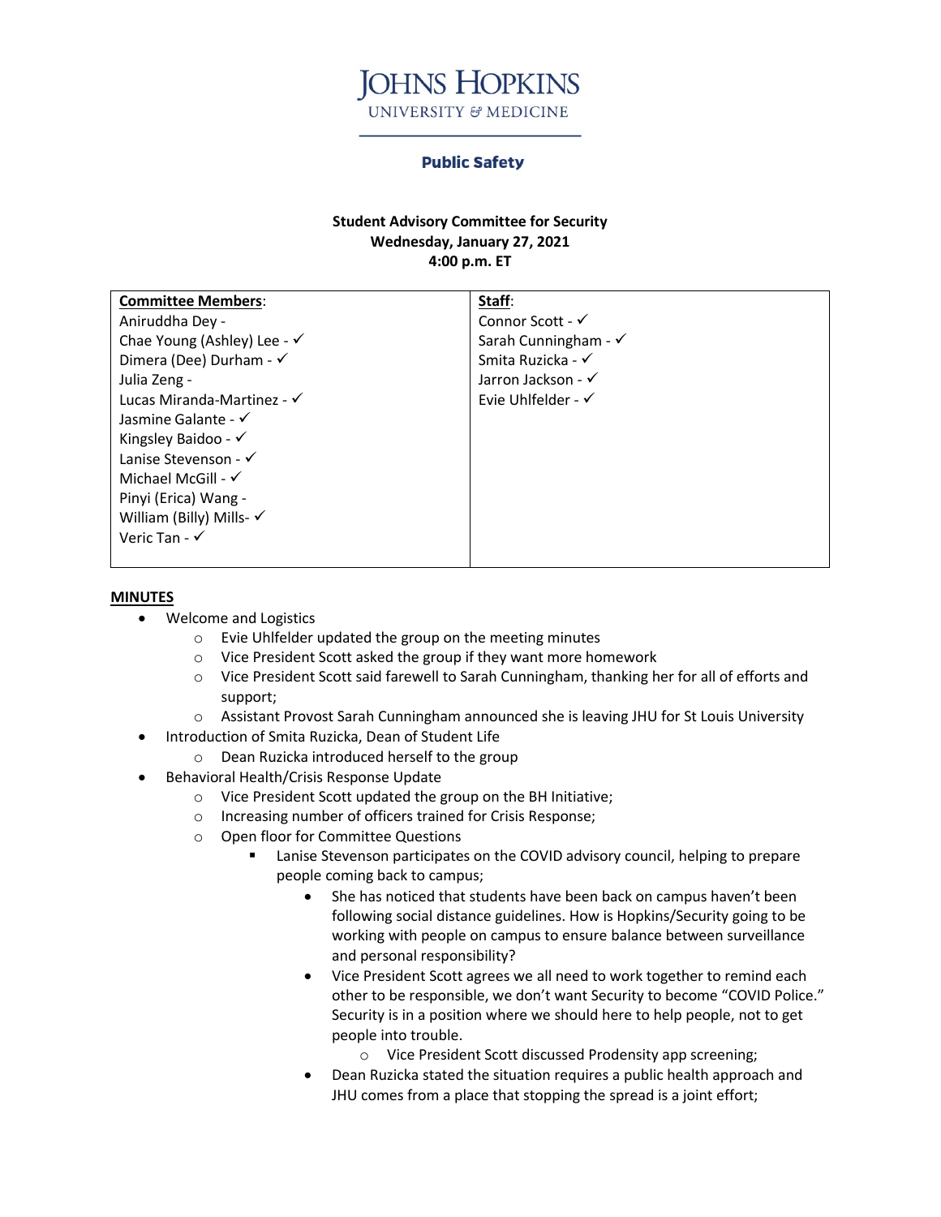# JOHNS HOPKINS

UNIVERSITY & MEDICINE

## Public Safety

**Student Advisory Committee for Security**
**Wednesday, January 27, 2021**
**4:00 p.m. ET**

| **Committee Members**: | **Staff**: |
|---|---|
| Aniruddha Dey - | Connor Scott - ✓ |
| Chae Young (Ashley) Lee - ✓ | Sarah Cunningham - ✓ |
| Dimera (Dee) Durham - ✓ | Smita Ruzicka - ✓ |
| Julia Zeng - | Jarron Jackson - ✓ |
| Lucas Miranda-Martinez - ✓ | Evie Uhlfelder - ✓ |
| Jasmine Galante - ✓ | |
| Kingsley Baidoo - ✓ | |
| Lanise Stevenson - ✓ | |
| Michael McGill - ✓ | |
| Pinyi (Erica) Wang - | |
| William (Billy) Mills- ✓ | |
| Veric Tan - ✓ | |

**MINUTES**

- Welcome and Logistics
  - Evie Uhlfelder updated the group on the meeting minutes
  - Vice President Scott asked the group if they want more homework
  - Vice President Scott said farewell to Sarah Cunningham, thanking her for all of efforts and support;
  - Assistant Provost Sarah Cunningham announced she is leaving JHU for St Louis University
- Introduction of Smita Ruzicka, Dean of Student Life
  - Dean Ruzicka introduced herself to the group
- Behavioral Health/Crisis Response Update
  - Vice President Scott updated the group on the BH Initiative;
  - Increasing number of officers trained for Crisis Response;
  - Open floor for Committee Questions
    - Lanise Stevenson participates on the COVID advisory council, helping to prepare people coming back to campus;
      - She has noticed that students have been back on campus haven't been following social distance guidelines. How is Hopkins/Security going to be working with people on campus to ensure balance between surveillance and personal responsibility?
      - Vice President Scott agrees we all need to work together to remind each other to be responsible, we don't want Security to become "COVID Police." Security is in a position where we should here to help people, not to get people into trouble.
        - Vice President Scott discussed Prodensity app screening;
      - Dean Ruzicka stated the situation requires a public health approach and JHU comes from a place that stopping the spread is a joint effort;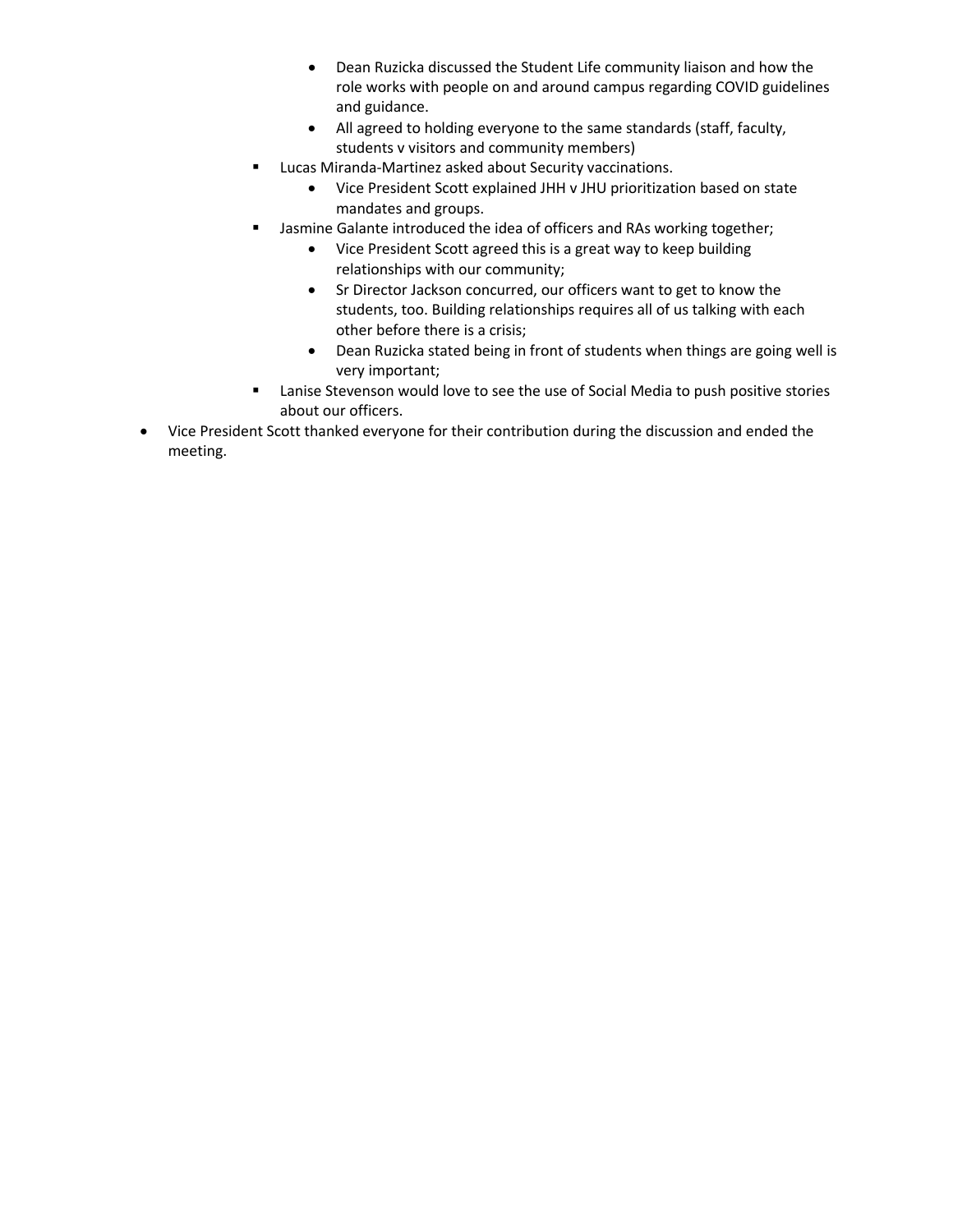- Dean Ruzicka discussed the Student Life community liaison and how the role works with people on and around campus regarding COVID guidelines and guidance.
    - All agreed to holding everyone to the same standards (staff, faculty, students v visitors and community members)
  - Lucas Miranda-Martinez asked about Security vaccinations.
    - Vice President Scott explained JHH v JHU prioritization based on state mandates and groups.
  - Jasmine Galante introduced the idea of officers and RAs working together;
    - Vice President Scott agreed this is a great way to keep building relationships with our community;
    - Sr Director Jackson concurred, our officers want to get to know the students, too. Building relationships requires all of us talking with each other before there is a crisis;
    - Dean Ruzicka stated being in front of students when things are going well is very important;
  - Lanise Stevenson would love to see the use of Social Media to push positive stories about our officers.
- Vice President Scott thanked everyone for their contribution during the discussion and ended the meeting.